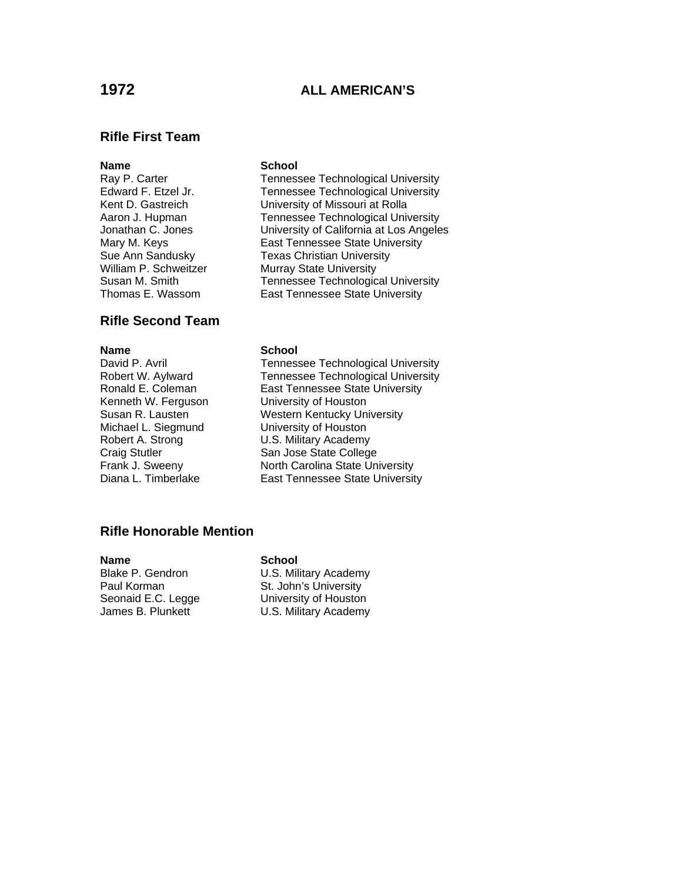# 1972 ALL AMERICAN'S

## Rifle First Team

| Name | School |
| --- | --- |
| Ray P. Carter | Tennessee Technological University |
| Edward F. Etzel Jr. | Tennessee Technological University |
| Kent D. Gastreich | University of Missouri at Rolla |
| Aaron J. Hupman | Tennessee Technological University |
| Jonathan C. Jones | University of California at Los Angeles |
| Mary M. Keys | East Tennessee State University |
| Sue Ann Sandusky | Texas Christian University |
| William P. Schweitzer | Murray State University |
| Susan M. Smith | Tennessee Technological University |
| Thomas E. Wassom | East Tennessee State University |

## Rifle Second Team

| Name | School |
| --- | --- |
| David P. Avril | Tennessee Technological University |
| Robert W. Aylward | Tennessee Technological University |
| Ronald E. Coleman | East Tennessee State University |
| Kenneth W. Ferguson | University of Houston |
| Susan R. Lausten | Western Kentucky University |
| Michael L. Siegmund | University of Houston |
| Robert A. Strong | U.S. Military Academy |
| Craig Stutler | San Jose State College |
| Frank J. Sweeny | North Carolina State University |
| Diana L. Timberlake | East Tennessee State University |

## Rifle Honorable Mention

| Name | School |
| --- | --- |
| Blake P. Gendron | U.S. Military Academy |
| Paul Korman | St. John's University |
| Seonaid E.C. Legge | University of Houston |
| James B. Plunkett | U.S. Military Academy |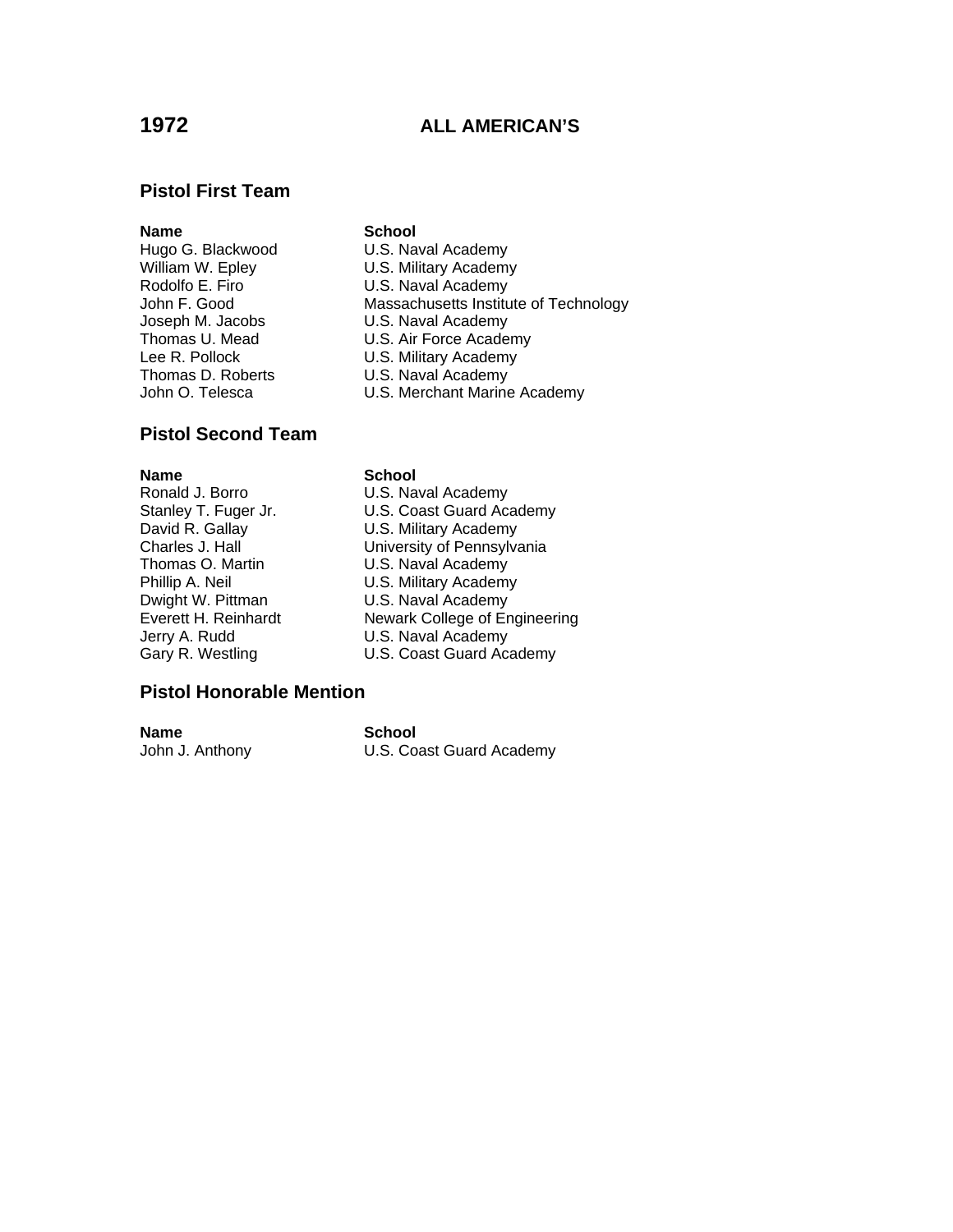# 1972 ALL AMERICAN'S

## Pistol First Team

| Name | School |
|---|---|
| Hugo G. Blackwood | U.S. Naval Academy |
| William W. Epley | U.S. Military Academy |
| Rodolfo E. Firo | U.S. Naval Academy |
| John F. Good | Massachusetts Institute of Technology |
| Joseph M. Jacobs | U.S. Naval Academy |
| Thomas U. Mead | U.S. Air Force Academy |
| Lee R. Pollock | U.S. Military Academy |
| Thomas D. Roberts | U.S. Naval Academy |
| John O. Telesca | U.S. Merchant Marine Academy |

## Pistol Second Team

| Name | School |
|---|---|
| Ronald J. Borro | U.S. Naval Academy |
| Stanley T. Fuger Jr. | U.S. Coast Guard Academy |
| David R. Gallay | U.S. Military Academy |
| Charles J. Hall | University of Pennsylvania |
| Thomas O. Martin | U.S. Naval Academy |
| Phillip A. Neil | U.S. Military Academy |
| Dwight W. Pittman | U.S. Naval Academy |
| Everett H. Reinhardt | Newark College of Engineering |
| Jerry A. Rudd | U.S. Naval Academy |
| Gary R. Westling | U.S. Coast Guard Academy |

## Pistol Honorable Mention

| Name | School |
|---|---|
| John J. Anthony | U.S. Coast Guard Academy |